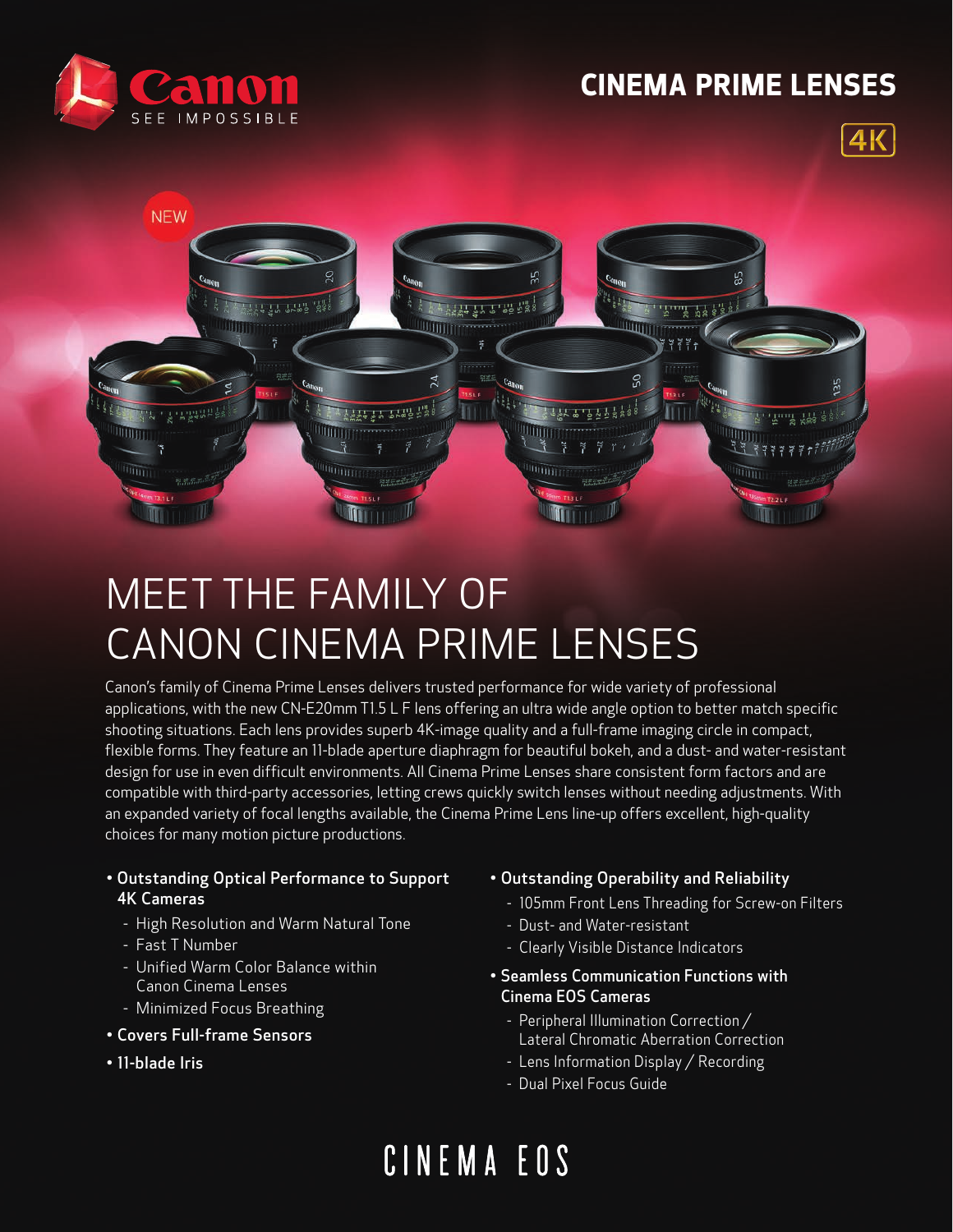Canon

SEE IMPOSSIBLE

# CINEMA PRIME LENSES

4K

NEW

# MEET THE FAMILY OF CANON CINEMA PRIME LENSES

Canon's family of Cinema Prime Lenses delivers trusted performance for wide variety of professional applications, with the new CN-E20mm T1.5 L F lens offering an ultra wide angle option to better match specific shooting situations. Each lens provides superb 4K-image quality and a full-frame imaging circle in compact, flexible forms. They feature an 11-blade aperture diaphragm for beautiful bokeh, and a dust- and water-resistant design for use in even difficult environments. All Cinema Prime Lenses share consistent form factors and are compatible with third-party accessories, letting crews quickly switch lenses without needing adjustments. With an expanded variety of focal lengths available, the Cinema Prime Lens line-up offers excellent, high-quality choices for many motion picture productions.

- **Outstanding Optical Performance to Support 4K Cameras**
  - High Resolution and Warm Natural Tone
  - Fast T Number
  - Unified Warm Color Balance within Canon Cinema Lenses
  - Minimized Focus Breathing
- **Covers Full-frame Sensors**
- **11-blade Iris**
- **Outstanding Operability and Reliability**
  - 105mm Front Lens Threading for Screw-on Filters
  - Dust- and Water-resistant
  - Clearly Visible Distance Indicators
- **Seamless Communication Functions with Cinema EOS Cameras**
  - Peripheral Illumination Correction / Lateral Chromatic Aberration Correction
  - Lens Information Display / Recording
  - Dual Pixel Focus Guide

CINEMA EOS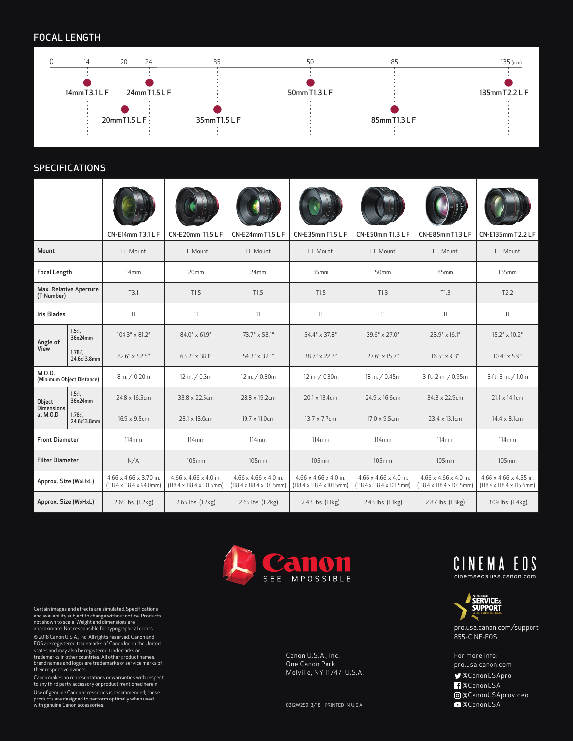## FOCAL LENGTH

0
14
20
24
35
50
85
135 (mm)

14mm T3.1 L F
24mm T1.5 L F
50mm T1.3 L F
135mm T2.2 L F
20mm T1.5 L F
35mm T1.5 L F
85mm T1.3 L F

## SPECIFICATIONS

| | | CN-E14mm T3.1 L F | CN-E20mm T1.5 L F | CN-E24mm T1.5 L F | CN-E35mm T1.5 L F | CN-E50mm T1.3 L F | CN-E85mm T1.3 L F | CN-E135mm T2.2 L F |
|---|---|---|---|---|---|---|---|---|
| Mount | | EF Mount | EF Mount | EF Mount | EF Mount | EF Mount | EF Mount | EF Mount |
| Focal Length | | 14mm | 20mm | 24mm | 35mm | 50mm | 85mm | 135mm |
| Max. Relative Aperture (T-Number) | | T3.1 | T1.5 | T1.5 | T1.5 | T1.3 | T1.3 | T2.2 |
| Iris Blades | | 11 | 11 | 11 | 11 | 11 | 11 | 11 |
| Angle of View | 1.5:1, 36x24mm | 104.3° x 81.2° | 84.0° x 61.9° | 73.7° x 53.1° | 54.4° x 37.8° | 39.6° x 27.0° | 23.9° x 16.1° | 15.2° x 10.2° |
| | 1.78:1, 24.6x13.8mm | 82.6° x 52.5° | 63.2° x 38.1° | 54.3° x 32.1° | 38.7° x 22.3° | 27.6° x 15.7° | 16.5° x 9.3° | 10.4° x 5.9° |
| M.O.D. (Minimum Object Distance) | | 8 in. / 0.20m | 12 in. / 0.3m | 12 in. / 0.30m | 12 in. / 0.30m | 18 in. / 0.45m | 3 ft. 2 in. / 0.95m | 3 ft. 3 in. / 1.0m |
| Object Dimensions at M.O.D | 1.5:1, 36x24mm | 24.8 x 16.5cm | 33.8 x 22.5cm | 28.8 x 19.2cm | 20.1 x 13.4cm | 24.9 x 16.6cm | 34.3 x 22.9cm | 21.1 x 14.1cm |
| | 1.78:1, 24.6x13.8mm | 16.9 x 9.5cm | 23.1 x 13.0cm | 19.7 x 11.0cm | 13.7 x 7.7cm | 17.0 x 9.5cm | 23.4 x 13.1cm | 14.4 x 8.1cm |
| Front Diameter | | 114mm | 114mm | 114mm | 114mm | 114mm | 114mm | 114mm |
| Filter Diameter | | N/A | 105mm | 105mm | 105mm | 105mm | 105mm | 105mm |
| Approx. Size (WxHxL) | | 4.66 x 4.66 x 3.70 in. (118.4 x 118.4 x 94.0mm) | 4.66 x 4.66 x 4.0 in. (118.4 x 118.4 x 101.5mm) | 4.66 x 4.66 x 4.0 in. (118.4 x 118.4 x 101.5mm) | 4.66 x 4.66 x 4.0 in. (118.4 x 118.4 x 101.5mm) | 4.66 x 4.66 x 4.0 in. (118.4 x 118.4 x 101.5mm) | 4.66 x 4.66 x 4.0 in. (118.4 x 118.4 x 101.5mm) | 4.66 x 4.66 x 4.55 in. (118.4 x 118.4 x 115.6mm) |
| Approx. Size (WxHxL) | | 2.65 lbs. (1.2kg) | 2.65 lbs. (1.2kg) | 2.65 lbs. (1.2kg) | 2.43 lbs. (1.1kg) | 2.43 lbs. (1.1kg) | 2.87 lbs. (1.3kg) | 3.09 lbs. (1.4kg) |

Canon
SEE IMPOSSIBLE

CINEMA EOS
cinemaeos.usa.canon.com

Professional SERVICE & SUPPORT
Speed. Quality. Excellence.

pro.usa.canon.com/support
855-CINE-EOS

Certain images and effects are simulated. Specifications and availability subject to change without notice. Products not shown to scale. Weight and dimensions are approximate. Not responsible for typographical errors.

© 2018 Canon U.S.A., Inc. All rights reserved. Canon and EOS are registered trademarks of Canon Inc. in the United states and may also be registered trademarks or trademarks in other countries. All other product names, brand names and logos are trademarks or service marks of their respective owners.

Canon makes no representations or warranties with respect to any third party accessory or product mentioned herein.

Use of genuine Canon accessories is recommended, these products are designed to perform optimally when used with genuine Canon accessories.

Canon U.S.A., Inc.
One Canon Park
Melville, NY 11747 U.S.A.

0212W259 3/18 PRINTED IN U.S.A.

For more info:
pro.usa.canon.com
@CanonUSApro
@CanonUSA
@CanonUSAprovideo
@CanonUSA